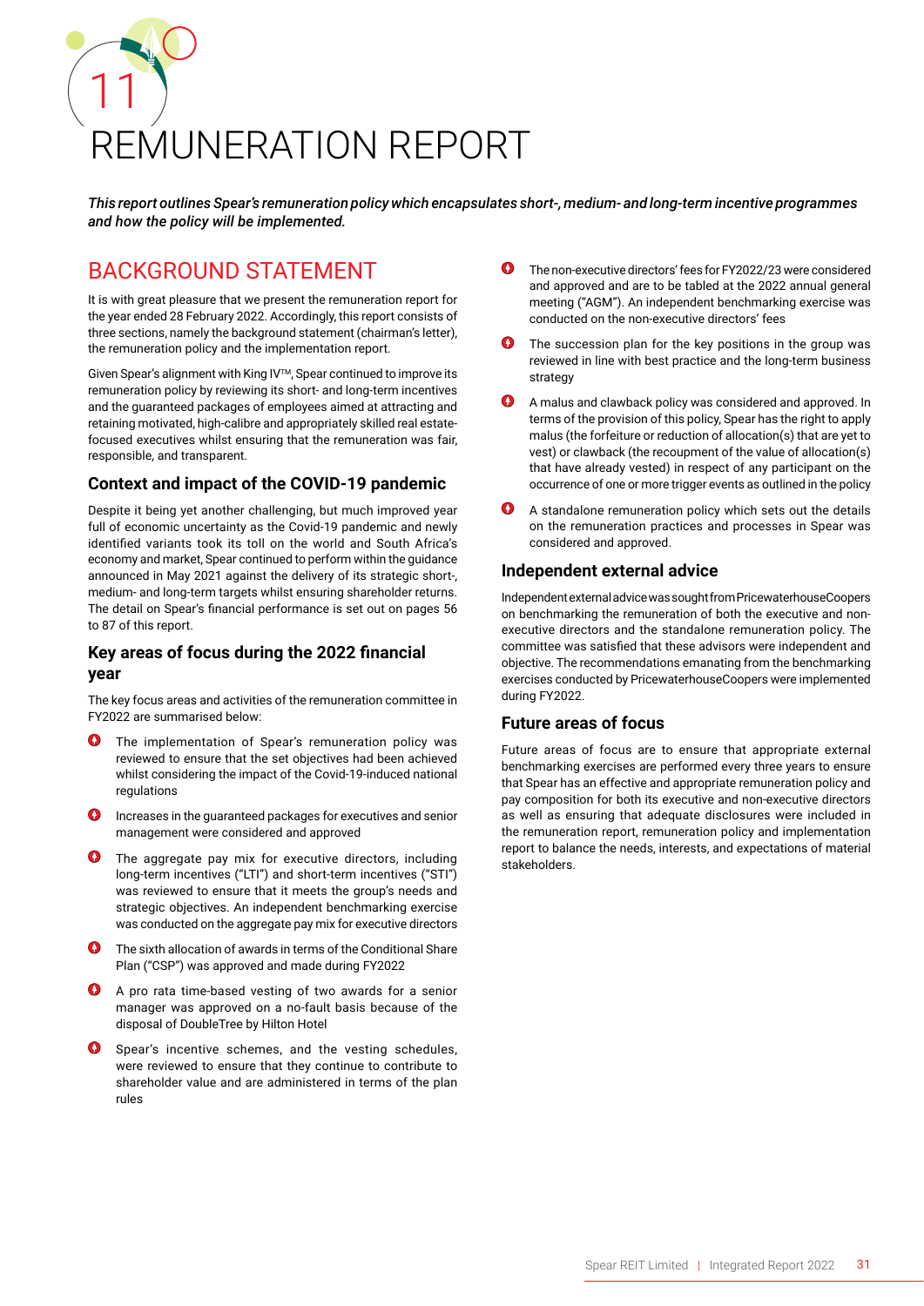# 11 REMUNERATION REPORT

***This report outlines Spear's remuneration policy which encapsulates short-, medium- and long-term incentive programmes and how the policy will be implemented.***

## BACKGROUND STATEMENT

It is with great pleasure that we present the remuneration report for the year ended 28 February 2022. Accordingly, this report consists of three sections, namely the background statement (chairman's letter), the remuneration policy and the implementation report.

Given Spear's alignment with King IV™, Spear continued to improve its remuneration policy by reviewing its short- and long-term incentives and the guaranteed packages of employees aimed at attracting and retaining motivated, high-calibre and appropriately skilled real estate-focused executives whilst ensuring that the remuneration was fair, responsible, and transparent.

### Context and impact of the COVID-19 pandemic

Despite it being yet another challenging, but much improved year full of economic uncertainty as the Covid-19 pandemic and newly identified variants took its toll on the world and South Africa's economy and market, Spear continued to perform within the guidance announced in May 2021 against the delivery of its strategic short-, medium- and long-term targets whilst ensuring shareholder returns. The detail on Spear's financial performance is set out on pages 56 to 87 of this report.

### Key areas of focus during the 2022 financial year

The key focus areas and activities of the remuneration committee in FY2022 are summarised below:

- The implementation of Spear's remuneration policy was reviewed to ensure that the set objectives had been achieved whilst considering the impact of the Covid-19-induced national regulations
- Increases in the guaranteed packages for executives and senior management were considered and approved
- The aggregate pay mix for executive directors, including long-term incentives ("LTI") and short-term incentives ("STI") was reviewed to ensure that it meets the group's needs and strategic objectives. An independent benchmarking exercise was conducted on the aggregate pay mix for executive directors
- The sixth allocation of awards in terms of the Conditional Share Plan ("CSP") was approved and made during FY2022
- A pro rata time-based vesting of two awards for a senior manager was approved on a no-fault basis because of the disposal of DoubleTree by Hilton Hotel
- Spear's incentive schemes, and the vesting schedules, were reviewed to ensure that they continue to contribute to shareholder value and are administered in terms of the plan rules
- The non-executive directors' fees for FY2022/23 were considered and approved and are to be tabled at the 2022 annual general meeting ("AGM"). An independent benchmarking exercise was conducted on the non-executive directors' fees
- The succession plan for the key positions in the group was reviewed in line with best practice and the long-term business strategy
- A malus and clawback policy was considered and approved. In terms of the provision of this policy, Spear has the right to apply malus (the forfeiture or reduction of allocation(s) that are yet to vest) or clawback (the recoupment of the value of allocation(s) that have already vested) in respect of any participant on the occurrence of one or more trigger events as outlined in the policy
- A standalone remuneration policy which sets out the details on the remuneration practices and processes in Spear was considered and approved.

### Independent external advice

Independent external advice was sought from PricewaterhouseCoopers on benchmarking the remuneration of both the executive and non-executive directors and the standalone remuneration policy. The committee was satisfied that these advisors were independent and objective. The recommendations emanating from the benchmarking exercises conducted by PricewaterhouseCoopers were implemented during FY2022.

### Future areas of focus

Future areas of focus are to ensure that appropriate external benchmarking exercises are performed every three years to ensure that Spear has an effective and appropriate remuneration policy and pay composition for both its executive and non-executive directors as well as ensuring that adequate disclosures were included in the remuneration report, remuneration policy and implementation report to balance the needs, interests, and expectations of material stakeholders.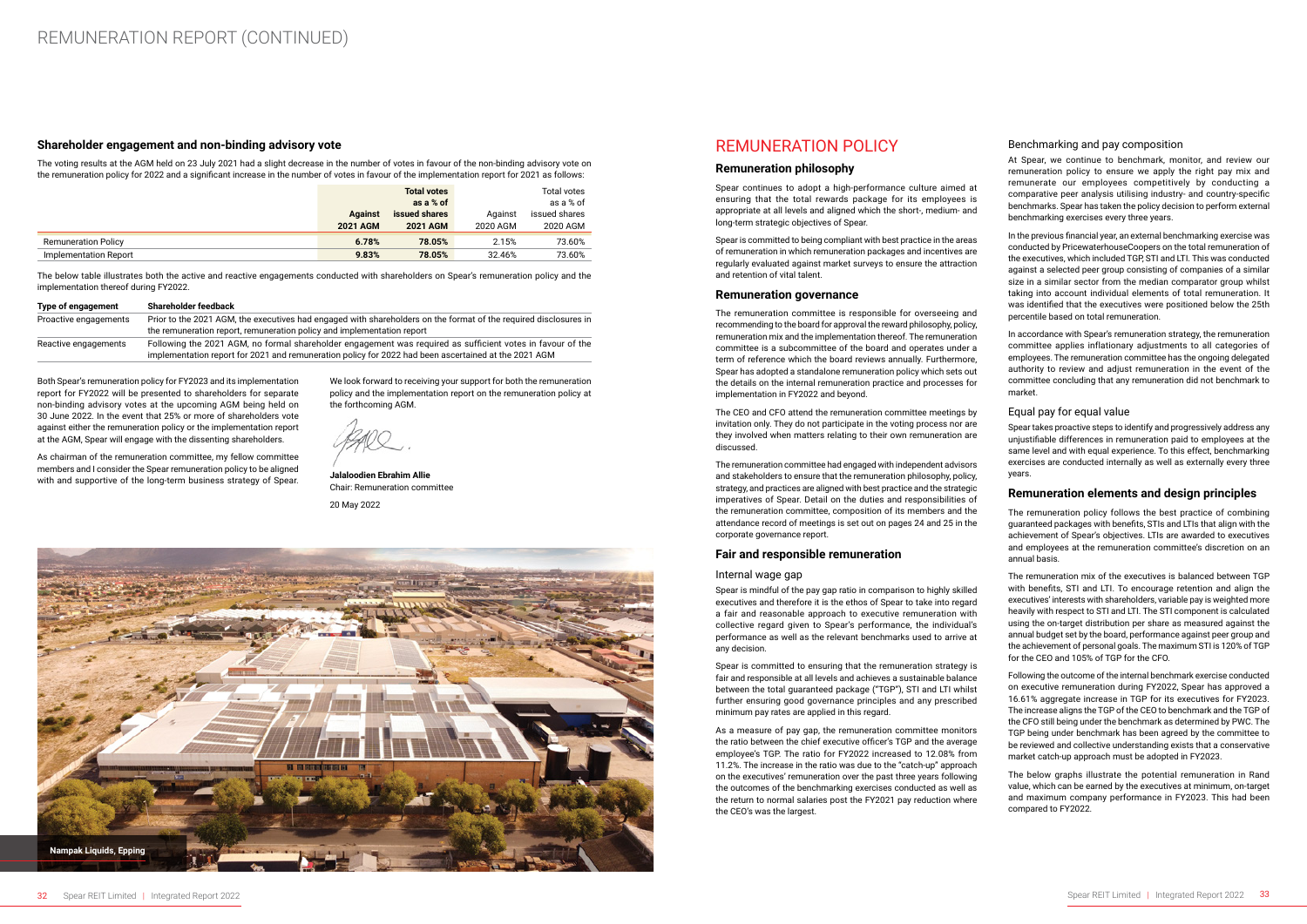# REMUNERATION REPORT (CONTINUED)

## Shareholder engagement and non-binding advisory vote

The voting results at the AGM held on 23 July 2021 had a slight decrease in the number of votes in favour of the non-binding advisory vote on the remuneration policy for 2022 and a significant increase in the number of votes in favour of the implementation report for 2021 as follows:

| | **Against 2021 AGM** | **Total votes as a % of issued shares 2021 AGM** | Against 2020 AGM | Total votes as a % of issued shares 2020 AGM |
|---|---|---|---|---|
| Remuneration Policy | **6.78%** | **78.05%** | 2.15% | 73.60% |
| Implementation Report | **9.83%** | **78.05%** | 32.46% | 73.60% |

The below table illustrates both the active and reactive engagements conducted with shareholders on Spear's remuneration policy and the implementation thereof during FY2022.

| **Type of engagement** | **Shareholder feedback** |
|---|---|
| Proactive engagements | Prior to the 2021 AGM, the executives had engaged with shareholders on the format of the required disclosures in the remuneration report, remuneration policy and implementation report |
| Reactive engagements | Following the 2021 AGM, no formal shareholder engagement was required as sufficient votes in favour of the implementation report for 2021 and remuneration policy for 2022 had been ascertained at the 2021 AGM |

Both Spear's remuneration policy for FY2023 and its implementation report for FY2022 will be presented to shareholders for separate non-binding advisory votes at the upcoming AGM being held on 30 June 2022. In the event that 25% or more of shareholders vote against either the remuneration policy or the implementation report at the AGM, Spear will engage with the dissenting shareholders.

As chairman of the remuneration committee, my fellow committee members and I consider the Spear remuneration policy to be aligned with and supportive of the long-term business strategy of Spear.

We look forward to receiving your support for both the remuneration policy and the implementation report on the remuneration policy at the forthcoming AGM.

**Jalaloodien Ebrahim Allie**
Chair: Remuneration committee

20 May 2022

Nampak Liquids, Epping

# REMUNERATION POLICY

## Remuneration philosophy

Spear continues to adopt a high-performance culture aimed at ensuring that the total rewards package for its employees is appropriate at all levels and aligned which the short-, medium- and long-term strategic objectives of Spear.

Spear is committed to being compliant with best practice in the areas of remuneration in which remuneration packages and incentives are regularly evaluated against market surveys to ensure the attraction and retention of vital talent.

## Remuneration governance

The remuneration committee is responsible for overseeing and recommending to the board for approval the reward philosophy, policy, remuneration mix and the implementation thereof. The remuneration committee is a subcommittee of the board and operates under a term of reference which the board reviews annually. Furthermore, Spear has adopted a standalone remuneration policy which sets out the details on the internal remuneration practice and processes for implementation in FY2022 and beyond.

The CEO and CFO attend the remuneration committee meetings by invitation only. They do not participate in the voting process nor are they involved when matters relating to their own remuneration are discussed.

The remuneration committee had engaged with independent advisors and stakeholders to ensure that the remuneration philosophy, policy, strategy, and practices are aligned with best practice and the strategic imperatives of Spear. Detail on the duties and responsibilities of the remuneration committee, composition of its members and the attendance record of meetings is set out on pages 24 and 25 in the corporate governance report.

## Fair and responsible remuneration

### Internal wage gap

Spear is mindful of the pay gap ratio in comparison to highly skilled executives and therefore it is the ethos of Spear to take into regard a fair and reasonable approach to executive remuneration with collective regard given to Spear's performance, the individual's performance as well as the relevant benchmarks used to arrive at any decision.

Spear is committed to ensuring that the remuneration strategy is fair and responsible at all levels and achieves a sustainable balance between the total guaranteed package ("TGP"), STI and LTI whilst further ensuring good governance principles and any prescribed minimum pay rates are applied in this regard.

As a measure of pay gap, the remuneration committee monitors the ratio between the chief executive officer's TGP and the average employee's TGP. The ratio for FY2022 increased to 12.08% from 11.2%. The increase in the ratio was due to the "catch-up" approach on the executives' remuneration over the past three years following the outcomes of the benchmarking exercises conducted as well as the return to normal salaries post the FY2021 pay reduction where the CEO's was the largest.

### Benchmarking and pay composition

At Spear, we continue to benchmark, monitor, and review our remuneration policy to ensure we apply the right pay mix and remunerate our employees competitively by conducting a comparative peer analysis utilising industry- and country-specific benchmarks. Spear has taken the policy decision to perform external benchmarking exercises every three years.

In the previous financial year, an external benchmarking exercise was conducted by PricewaterhouseCoopers on the total remuneration of the executives, which included TGP, STI and LTI. This was conducted against a selected peer group consisting of companies of a similar size in a similar sector from the median comparator group whilst taking into account individual elements of total remuneration. It was identified that the executives were positioned below the 25th percentile based on total remuneration.

In accordance with Spear's remuneration strategy, the remuneration committee applies inflationary adjustments to all categories of employees. The remuneration committee has the ongoing delegated authority to review and adjust remuneration in the event of the committee concluding that any remuneration did not benchmark to market.

### Equal pay for equal value

Spear takes proactive steps to identify and progressively address any unjustifiable differences in remuneration paid to employees at the same level and with equal experience. To this effect, benchmarking exercises are conducted internally as well as externally every three years.

## Remuneration elements and design principles

The remuneration policy follows the best practice of combining guaranteed packages with benefits, STIs and LTIs that align with the achievement of Spear's objectives. LTIs are awarded to executives and employees at the remuneration committee's discretion on an annual basis.

The remuneration mix of the executives is balanced between TGP with benefits, STI and LTI. To encourage retention and align the executives' interests with shareholders, variable pay is weighted more heavily with respect to STI and LTI. The STI component is calculated using the on-target distribution per share as measured against the annual budget set by the board, performance against peer group and the achievement of personal goals. The maximum STI is 120% of TGP for the CEO and 105% of TGP for the CFO.

Following the outcome of the internal benchmark exercise conducted on executive remuneration during FY2022, Spear has approved a 16.61% aggregate increase in TGP for its executives for FY2023. The increase aligns the TGP of the CEO to benchmark and the TGP of the CFO still being under the benchmark as determined by PWC. The TGP being under benchmark has been agreed by the committee to be reviewed and collective understanding exists that a conservative market catch-up approach must be adopted in FY2023.

The below graphs illustrate the potential remuneration in Rand value, which can be earned by the executives at minimum, on-target and maximum company performance in FY2023. This had been compared to FY2022.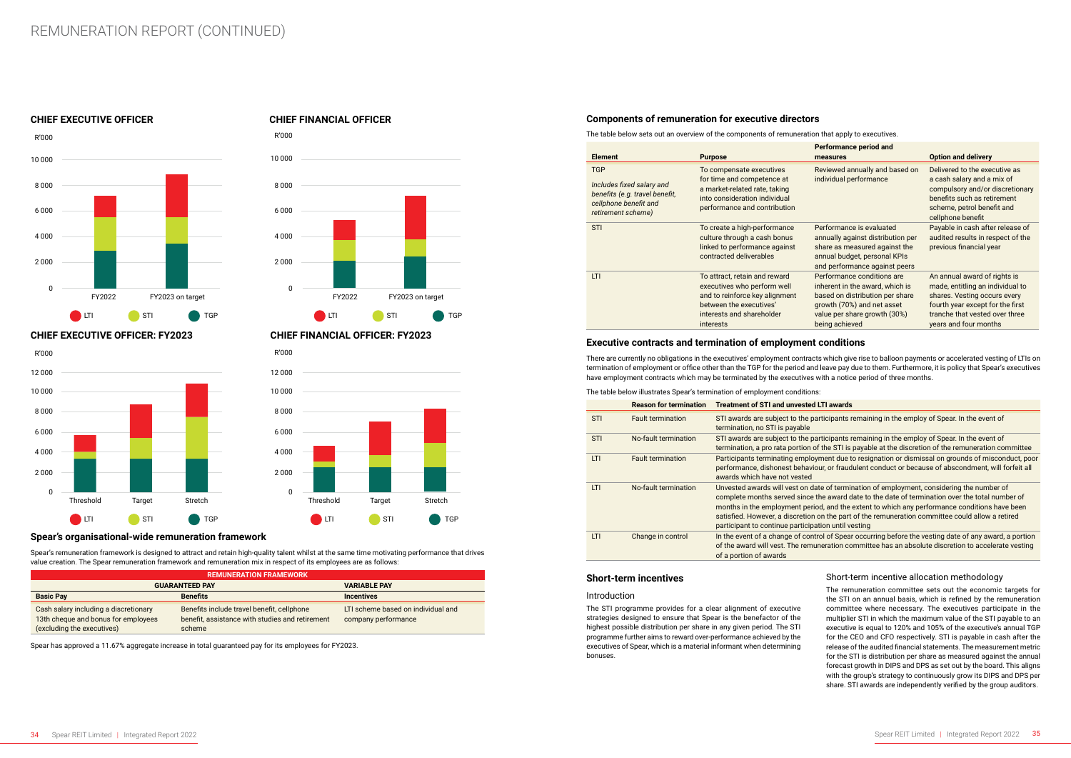# REMUNERATION REPORT (CONTINUED)

### CHIEF EXECUTIVE OFFICER

R'000

10 000
8 000
6 000
4 000
2 000
0

FY2022 | FY2023 on target

LTI | STI | TGP

### CHIEF FINANCIAL OFFICER

R'000

10 000
8 000
6 000
4 000
2 000
0

FY2022 | FY2023 on target

LTI | STI | TGP

### CHIEF EXECUTIVE OFFICER: FY2023

R'000

12 000
10 000
8 000
6 000
4 000
2 000
0

Threshold | Target | Stretch

LTI | STI | TGP

### CHIEF FINANCIAL OFFICER: FY2023

R'000

12 000
10 000
8 000
6 000
4 000
2 000
0

Threshold | Target | Stretch

LTI | STI | TGP

### Spear's organisational-wide remuneration framework

Spear's remuneration framework is designed to attract and retain high-quality talent whilst at the same time motivating performance that drives value creation. The Spear remuneration framework and remuneration mix in respect of its employees are as follows:

| REMUNERATION FRAMEWORK | | |
|---|---|---|
| **GUARANTEED PAY** | | **VARIABLE PAY** |
| **Basic Pay** | **Benefits** | **Incentives** |
| Cash salary including a discretionary 13th cheque and bonus for employees (excluding the executives) | Benefits include travel benefit, cellphone benefit, assistance with studies and retirement scheme | LTI scheme based on individual and company performance |

Spear has approved a 11.67% aggregate increase in total guaranteed pay for its employees for FY2023.

### Components of remuneration for executive directors

The table below sets out an overview of the components of remuneration that apply to executives.

| Element | Purpose | Performance period and measures | Option and delivery |
|---|---|---|---|
| TGP<br>*Includes fixed salary and benefits (e.g. travel benefit, cellphone benefit and retirement scheme)* | To compensate executives for time and competence at a market-related rate, taking into consideration individual performance and contribution | Reviewed annually and based on individual performance | Delivered to the executive as a cash salary and a mix of compulsory and/or discretionary benefits such as retirement scheme, petrol benefit and cellphone benefit |
| STI | To create a high-performance culture through a cash bonus linked to performance against contracted deliverables | Performance is evaluated annually against distribution per share as measured against the annual budget, personal KPIs and performance against peers | Payable in cash after release of audited results in respect of the previous financial year |
| LTI | To attract, retain and reward executives who perform well and to reinforce key alignment between the executives' interests and shareholder interests | Performance conditions are inherent in the award, which is based on distribution per share growth (70%) and net asset value per share growth (30%) being achieved | An annual award of rights is made, entitling an individual to shares. Vesting occurs every fourth year except for the first tranche that vested over three years and four months |

### Executive contracts and termination of employment conditions

There are currently no obligations in the executives' employment contracts which give rise to balloon payments or accelerated vesting of LTIs on termination of employment or office other than the TGP for the period and leave pay due to them. Furthermore, it is policy that Spear's executives have employment contracts which may be terminated by the executives with a notice period of three months.

The table below illustrates Spear's termination of employment conditions:

| | Reason for termination | Treatment of STI and unvested LTI awards |
|---|---|---|
| STI | Fault termination | STI awards are subject to the participants remaining in the employ of Spear. In the event of termination, no STI is payable |
| STI | No-fault termination | STI awards are subject to the participants remaining in the employ of Spear. In the event of termination, a pro rata portion of the STI is payable at the discretion of the remuneration committee |
| LTI | Fault termination | Participants terminating employment due to resignation or dismissal on grounds of misconduct, poor performance, dishonest behaviour, or fraudulent conduct or because of abscondment, will forfeit all awards which have not vested |
| LTI | No-fault termination | Unvested awards will vest on date of termination of employment, considering the number of complete months served since the award date to the date of termination over the total number of months in the employment period, and the extent to which any performance conditions have been satisfied. However, a discretion on the part of the remuneration committee could allow a retired participant to continue participation until vesting |
| LTI | Change in control | In the event of a change of control of Spear occurring before the vesting date of any award, a portion of the award will vest. The remuneration committee has an absolute discretion to accelerate vesting of a portion of awards |

### Short-term incentives

#### Introduction

The STI programme provides for a clear alignment of executive strategies designed to ensure that Spear is the benefactor of the highest possible distribution per share in any given period. The STI programme further aims to reward over-performance achieved by the executives of Spear, which is a material informant when determining bonuses.

#### Short-term incentive allocation methodology

The remuneration committee sets out the economic targets for the STI on an annual basis, which is refined by the remuneration committee where necessary. The executives participate in the multiplier STI in which the maximum value of the STI payable to an executive is equal to 120% and 105% of the executive's annual TGP for the CEO and CFO respectively. STI is payable in cash after the release of the audited financial statements. The measurement metric for the STI is distribution per share as measured against the annual forecast growth in DIPS and DPS as set out by the board. This aligns with the group's strategy to continuously grow its DIPS and DPS per share. STI awards are independently verified by the group auditors.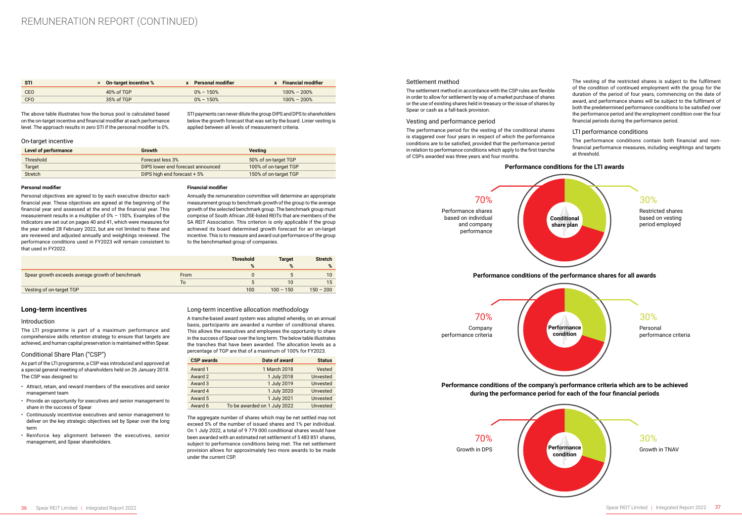# REMUNERATION REPORT (CONTINUED)

| STI | = On-target incentive % | x Personal modifier | x Financial modifier |
|---|---|---|---|
| CEO | 40% of TGP | 0% – 150% | 100% – 200% |
| CFO | 35% of TGP | 0% – 150% | 100% – 200% |

The above table illustrates how the bonus pool is calculated based on the on-target incentive and financial modifier at each performance level. The approach results in zero STI if the personal modifier is 0%.

STI payments can never dilute the group DIPS and DPS to shareholders below the growth forecast that was set by the board. Linier vesting is applied between all levels of measurement criteria.

### On-target incentive

| Level of performance | Growth | Vesting |
|---|---|---|
| Threshold | Forecast less 3% | 50% of on-target TGP |
| Target | DIPS lower end forecast announced | 100% of on-target TGP |
| Stretch | DIPS high end forecast + 5% | 150% of on-target TGP |

**Personal modifier**

Personal objectives are agreed to by each executive director each financial year. These objectives are agreed at the beginning of the financial year and assessed at the end of the financial year. This measurement results in a multiplier of 0% – 150%. Examples of the indicators are set out on pages 40 and 41, which were measures for the year ended 28 February 2022, but are not limited to these and are reviewed and adjusted annually and weightings reviewed. The performance conditions used in FY2023 will remain consistent to that used in FY2022.

**Financial modifier**

Annually the remuneration committee will determine an appropriate measurement group to benchmark growth of the group to the average growth of the selected benchmark group. The benchmark group must comprise of South African JSE-listed REITs that are members of the SA REIT Association. This criterion is only applicable if the group achieved its board determined growth forecast for an on-target incentive. This is to measure and award out-performance of the group to the benchmarked group of companies.

| | | Threshold % | Target % | Stretch % |
|---|---|---|---|---|
| Spear growth exceeds average growth of benchmark | From | 0 | 5 | 10 |
| | To | 5 | 10 | 15 |
| Vesting of on-target TGP | | 100 | 100 – 150 | 150 – 200 |

## Long-term incentives

### Introduction

The LTI programme is part of a maximum performance and comprehensive skills retention strategy to ensure that targets are achieved, and human capital preservation is maintained within Spear.

### Conditional Share Plan ("CSP")

As part of the LTI programme, a CSP was introduced and approved at a special general meeting of shareholders held on 26 January 2018. The CSP was designed to:

- Attract, retain, and reward members of the executives and senior management team
- Provide an opportunity for executives and senior management to share in the success of Spear
- Continuously incentivise executives and senior management to deliver on the key strategic objectives set by Spear over the long term
- Reinforce key alignment between the executives, senior management, and Spear shareholders.

### Long-term incentive allocation methodology

A tranche-based award system was adopted whereby, on an annual basis, participants are awarded a number of conditional shares. This allows the executives and employees the opportunity to share in the success of Spear over the long term. The below table illustrates the tranches that have been awarded. The allocation levels as a percentage of TGP are that of a maximum of 100% for FY2023.

| CSP awards | Date of award | Status |
|---|---|---|
| Award 1 | 1 March 2018 | Vested |
| Award 2 | 1 July 2018 | Unvested |
| Award 3 | 1 July 2019 | Unvested |
| Award 4 | 1 July 2020 | Unvested |
| Award 5 | 1 July 2021 | Unvested |
| Award 6 | To be awarded on 1 July 2022 | Unvested |

The aggregate number of shares which may be net settled may not exceed 5% of the number of issued shares and 1% per individual. On 1 July 2022, a total of 9 779 000 conditional shares would have been awarded with an estimated net settlement of 5 483 851 shares, subject to performance conditions being met. The net settlement provision allows for approximately two more awards to be made under the current CSP.

### Settlement method

The settlement method in accordance with the CSP rules are flexible in order to allow for settlement by way of a market purchase of shares or the use of existing shares held in treasury or the issue of shares by Spear or cash as a fall-back provision.

### Vesting and performance period

The performance period for the vesting of the conditional shares is staggered over four years in respect of which the performance conditions are to be satisfied, provided that the performance period in relation to performance conditions which apply to the first tranche of CSPs awarded was three years and four months.

The vesting of the restricted shares is subject to the fulfilment of the condition of continued employment with the group for the duration of the period of four years, commencing on the date of award, and performance shares will be subject to the fulfilment of both the predetermined performance conditions to be satisfied over the performance period and the employment condition over the four financial periods during the performance period.

### LTI performance conditions

The performance conditions contain both financial and non-financial performance measures, including weightings and targets at threshold.

**Performance conditions for the LTI awards**

Conditional share plan

- 70% Performance shares based on individual and company performance
- 30% Restricted shares based on vesting period employed

**Performance conditions of the performance shares for all awards**

Performance condition

- 70% Company performance criteria
- 30% Personal performance criteria

**Performance conditions of the company's performance criteria which are to be achieved during the performance period for each of the four financial periods**

Performance condition

- 70% Growth in DPS
- 30% Growth in TNAV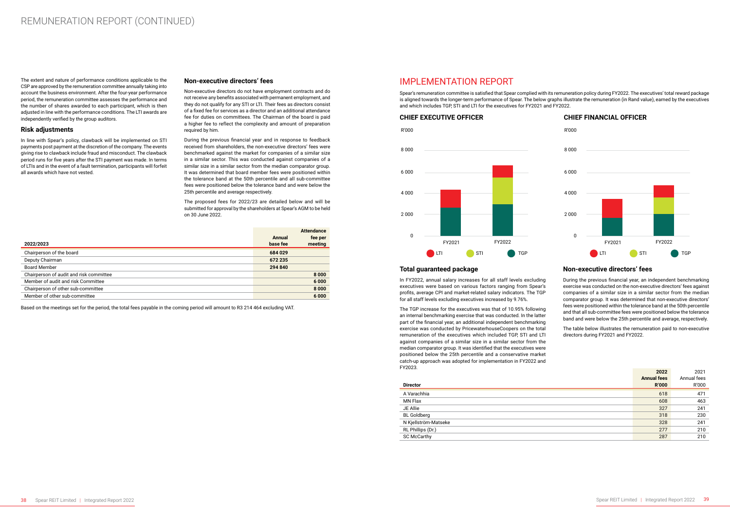# REMUNERATION REPORT (CONTINUED)

The extent and nature of performance conditions applicable to the CSP are approved by the remuneration committee annually taking into account the business environment. After the four-year performance period, the remuneration committee assesses the performance and the number of shares awarded to each participant, which is then adjusted in line with the performance conditions. The LTI awards are independently verified by the group auditors.

## Risk adjustments

In line with Spear's policy, clawback will be implemented on STI payments post payment at the discretion of the company. The events giving rise to clawback include fraud and misconduct. The clawback period runs for five years after the STI payment was made. In terms of LTIs and in the event of a fault termination, participants will forfeit all awards which have not vested.

## Non-executive directors' fees

Non-executive directors do not have employment contracts and do not receive any benefits associated with permanent employment, and they do not qualify for any STI or LTI. Their fees as directors consist of a fixed fee for services as a director and an additional attendance fee for duties on committees. The Chairman of the board is paid a higher fee to reflect the complexity and amount of preparation required by him.

During the previous financial year and in response to feedback received from shareholders, the non-executive directors' fees were benchmarked against the market for companies of a similar size in a similar sector. This was conducted against companies of a similar size in a similar sector from the median comparator group. It was determined that board member fees were positioned within the tolerance band at the 50th percentile and all sub-committee fees were positioned below the tolerance band and were below the 25th percentile and average respectively.

The proposed fees for 2022/23 are detailed below and will be submitted for approval by the shareholders at Spear's AGM to be held on 30 June 2022.

| 2022/2023 | Annual base fee | Attendance fee per meeting |
|---|---|---|
| Chairperson of the board | 684 029 | |
| Deputy Chairman | 672 235 | |
| Board Member | 294 840 | |
| Chairperson of audit and risk committee | | 8 000 |
| Member of audit and risk Committee | | 6 000 |
| Chairperson of other sub-committee | | 8 000 |
| Member of other sub-committee | | 6 000 |

Based on the meetings set for the period, the total fees payable in the coming period will amount to R3 214 464 excluding VAT.

# IMPLEMENTATION REPORT

Spear's remuneration committee is satisfied that Spear complied with its remuneration policy during FY2022. The executives' total reward package is aligned towards the longer-term performance of Spear. The below graphs illustrate the remuneration (in Rand value), earned by the executives and which includes TGP, STI and LTI for the executives for FY2021 and FY2022.

### CHIEF EXECUTIVE OFFICER

### CHIEF FINANCIAL OFFICER

## Total guaranteed package

In FY2022, annual salary increases for all staff levels excluding executives were based on various factors ranging from Spear's profits, average CPI and market-related salary indicators. The TGP for all staff levels excluding executives increased by 9.76%.

The TGP increase for the executives was that of 10.95% following an internal benchmarking exercise that was conducted. In the latter part of the financial year, an additional independent benchmarking exercise was conducted by PricewaterhouseCoopers on the total remuneration of the executives which included TGP, STI and LTI against companies of a similar size in a similar sector from the median comparator group. It was identified that the executives were positioned below the 25th percentile and a conservative market catch-up approach was adopted for implementation in FY2022 and FY2023.

## Non-executive directors' fees

During the previous financial year, an independent benchmarking exercise was conducted on the non-executive directors' fees against companies of a similar size in a similar sector from the median comparator group. It was determined that non-executive directors' fees were positioned within the tolerance band at the 50th percentile and that all sub-committee fees were positioned below the tolerance band and were below the 25th percentile and average, respectively.

The table below illustrates the remuneration paid to non-executive directors during FY2021 and FY2022.

| Director | 2022 Annual fees R'000 | 2021 Annual fees R'000 |
|---|---|---|
| A Varachhia | 618 | 471 |
| MN Flax | 608 | 463 |
| JE Allie | 327 | 241 |
| BL Goldberg | 318 | 230 |
| N Kjellström-Matseke | 328 | 241 |
| RL Phillips (Dr.) | 277 | 210 |
| SC McCarthy | 287 | 210 |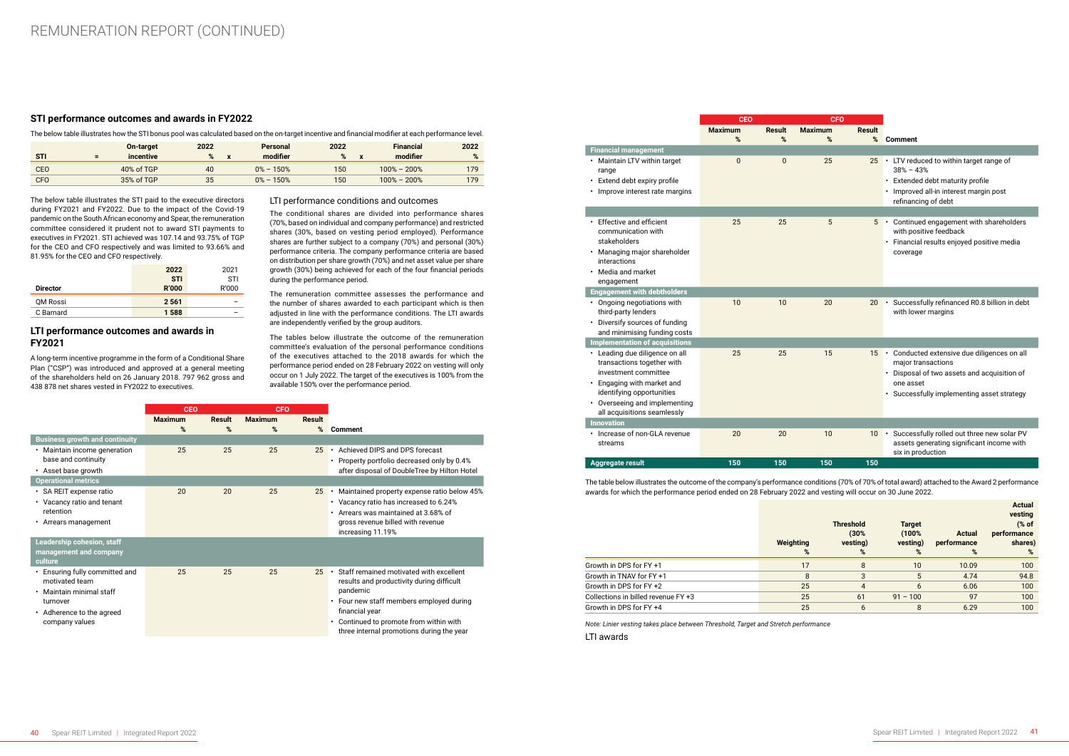## STI performance outcomes and awards in FY2022

The below table illustrates how the STI bonus pool was calculated based on the on-target incentive and financial modifier at each performance level.

| STI | = | On-target incentive | 2022 % | x | Personal modifier | 2022 % | x | Financial modifier | 2022 % |
|---|---|---|---|---|---|---|---|---|---|
| CEO | | 40% of TGP | 40 | | 0% – 150% | 150 | | 100% – 200% | 179 |
| CFO | | 35% of TGP | 35 | | 0% – 150% | 150 | | 100% – 200% | 179 |

The below table illustrates the STI paid to the executive directors during FY2021 and FY2022. Due to the impact of the Covid-19 pandemic on the South African economy and Spear, the remuneration committee considered it prudent not to award STI payments to executives in FY2021. STI achieved was 107.14 and 93.75% of TGP for the CEO and CFO respectively and was limited to 93.66% and 81.95% for the CEO and CFO respectively.

| Director | 2022 STI R'000 | 2021 STI R'000 |
|---|---|---|
| QM Rossi | **2 561** | – |
| C Barnard | **1 588** | – |

## LTI performance outcomes and awards in FY2021

A long-term incentive programme in the form of a Conditional Share Plan ("CSP") was introduced and approved at a general meeting of the shareholders held on 26 January 2018. 797 962 gross and 438 878 net shares vested in FY2022 to executives.

### LTI performance conditions and outcomes

The conditional shares are divided into performance shares (70%, based on individual and company performance) and restricted shares (30%, based on vesting period employed). Performance shares are further subject to a company (70%) and personal (30%) performance criteria. The company performance criteria are based on distribution per share growth (70%) and net asset value per share growth (30%) being achieved for each of the four financial periods during the performance period.

The remuneration committee assesses the performance and the number of shares awarded to each participant which is then adjusted in line with the performance conditions. The LTI awards are independently verified by the group auditors.

The tables below illustrate the outcome of the remuneration committee's evaluation of the personal performance conditions of the executives attached to the 2018 awards for which the performance period ended on 28 February 2022 on vesting will only occur on 1 July 2022. The target of the executives is 100% from the available 150% over the performance period.

| | CEO Maximum % | CEO Result % | CFO Maximum % | CFO Result % | Comment |
|---|---|---|---|---|---|
| **Business growth and continuity** | | | | | |
| • Maintain income generation base and continuity<br>• Asset base growth | 25 | 25 | 25 | 25 | • Achieved DIPS and DPS forecast<br>• Property portfolio decreased only by 0.4% after disposal of DoubleTree by Hilton Hotel |
| **Operational metrics** | | | | | |
| • SA REIT expense ratio<br>• Vacancy ratio and tenant retention<br>• Arrears management | 20 | 20 | 25 | 25 | • Maintained property expense ratio below 45%<br>• Vacancy ratio has increased to 6.24%<br>• Arrears was maintained at 3.68% of gross revenue billed with revenue increasing 11.19% |
| **Leadership cohesion, staff management and company culture** | | | | | |
| • Ensuring fully committed and motivated team<br>• Maintain minimal staff turnover<br>• Adherence to the agreed company values | 25 | 25 | 25 | 25 | • Staff remained motivated with excellent results and productivity during difficult pandemic<br>• Four new staff members employed during financial year<br>• Continued to promote from within with three internal promotions during the year |
| **Financial management** | | | | | |
| • Maintain LTV within target range<br>• Extend debt expiry profile<br>• Improve interest rate margins | 0 | 0 | 25 | 25 | • LTV reduced to within target range of 38% – 43%<br>• Extended debt maturity profile<br>• Improved all-in interest margin post refinancing of debt |
| | | | | | |
| • Effective and efficient communication with stakeholders<br>• Managing major shareholder interactions<br>• Media and market engagement | 25 | 25 | 5 | 5 | • Continued engagement with shareholders with positive feedback<br>• Financial results enjoyed positive media coverage |
| **Engagement with debtholders** | | | | | |
| • Ongoing negotiations with third-party lenders<br>• Diversify sources of funding and minimising funding costs | 10 | 10 | 20 | 20 | • Successfully refinanced R0.8 billion in debt with lower margins |
| **Implementation of acquisitions** | | | | | |
| • Leading due diligence on all transactions together with investment committee<br>• Engaging with market and identifying opportunities<br>• Overseeing and implementing all acquisitions seamlessly | 25 | 25 | 15 | 15 | • Conducted extensive due diligences on all major transactions<br>• Disposal of two assets and acquisition of one asset<br>• Successfully implementing asset strategy |
| **Innovation** | | | | | |
| • Increase of non-GLA revenue streams | 20 | 20 | 10 | 10 | • Successfully rolled out three new solar PV assets generating significant income with six in production |
| **Aggregate result** | **150** | **150** | **150** | **150** | |

The table below illustrates the outcome of the company's performance conditions (70% of 70% of total award) attached to the Award 2 performance awards for which the performance period ended on 28 February 2022 and vesting will occur on 30 June 2022.

| | Weighting % | Threshold (30% vesting) % | Target (100% vesting) % | Actual performance % | Actual vesting (% of performance shares) % |
|---|---|---|---|---|---|
| Growth in DPS for FY +1 | 17 | 8 | 10 | 10.09 | 100 |
| Growth in TNAV for FY +1 | 8 | 3 | 5 | 4.74 | 94.8 |
| Growth in DPS for FY +2 | 25 | 4 | 6 | 6.06 | 100 |
| Collections in billed revenue FY +3 | 25 | 61 | 91 – 100 | 97 | 100 |
| Growth in DPS for FY +4 | 25 | 6 | 8 | 6.29 | 100 |

*Note: Linier vesting takes place between Threshold, Target and Stretch performance*

LTI awards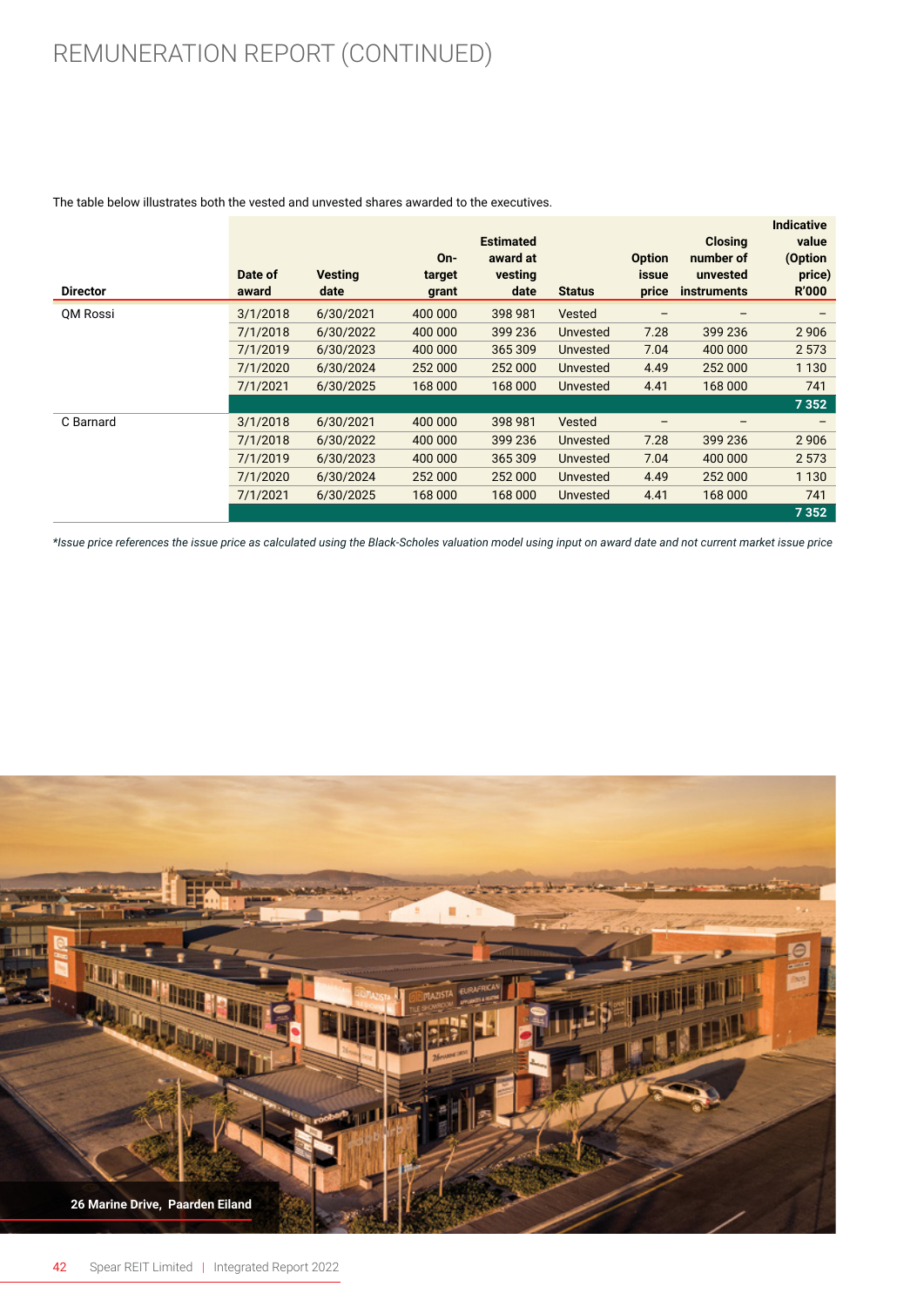# REMUNERATION REPORT (CONTINUED)

The table below illustrates both the vested and unvested shares awarded to the executives.

| Director | Date of award | Vesting date | On-target grant | Estimated award at vesting date | Status | Option issue price | Closing number of unvested instruments | Indicative value (Option price) R'000 |
|---|---|---|---|---|---|---|---|---|
| QM Rossi | 3/1/2018 | 6/30/2021 | 400 000 | 398 981 | Vested | – | – | – |
| | 7/1/2018 | 6/30/2022 | 400 000 | 399 236 | Unvested | 7.28 | 399 236 | 2 906 |
| | 7/1/2019 | 6/30/2023 | 400 000 | 365 309 | Unvested | 7.04 | 400 000 | 2 573 |
| | 7/1/2020 | 6/30/2024 | 252 000 | 252 000 | Unvested | 4.49 | 252 000 | 1 130 |
| | 7/1/2021 | 6/30/2025 | 168 000 | 168 000 | Unvested | 4.41 | 168 000 | 741 |
| | | | | | | | | **7 352** |
| C Barnard | 3/1/2018 | 6/30/2021 | 400 000 | 398 981 | Vested | – | – | – |
| | 7/1/2018 | 6/30/2022 | 400 000 | 399 236 | Unvested | 7.28 | 399 236 | 2 906 |
| | 7/1/2019 | 6/30/2023 | 400 000 | 365 309 | Unvested | 7.04 | 400 000 | 2 573 |
| | 7/1/2020 | 6/30/2024 | 252 000 | 252 000 | Unvested | 4.49 | 252 000 | 1 130 |
| | 7/1/2021 | 6/30/2025 | 168 000 | 168 000 | Unvested | 4.41 | 168 000 | 741 |
| | | | | | | | | **7 352** |

*\*Issue price references the issue price as calculated using the Black-Scholes valuation model using input on award date and not current market issue price*

26 Marine Drive, Paarden Eiland